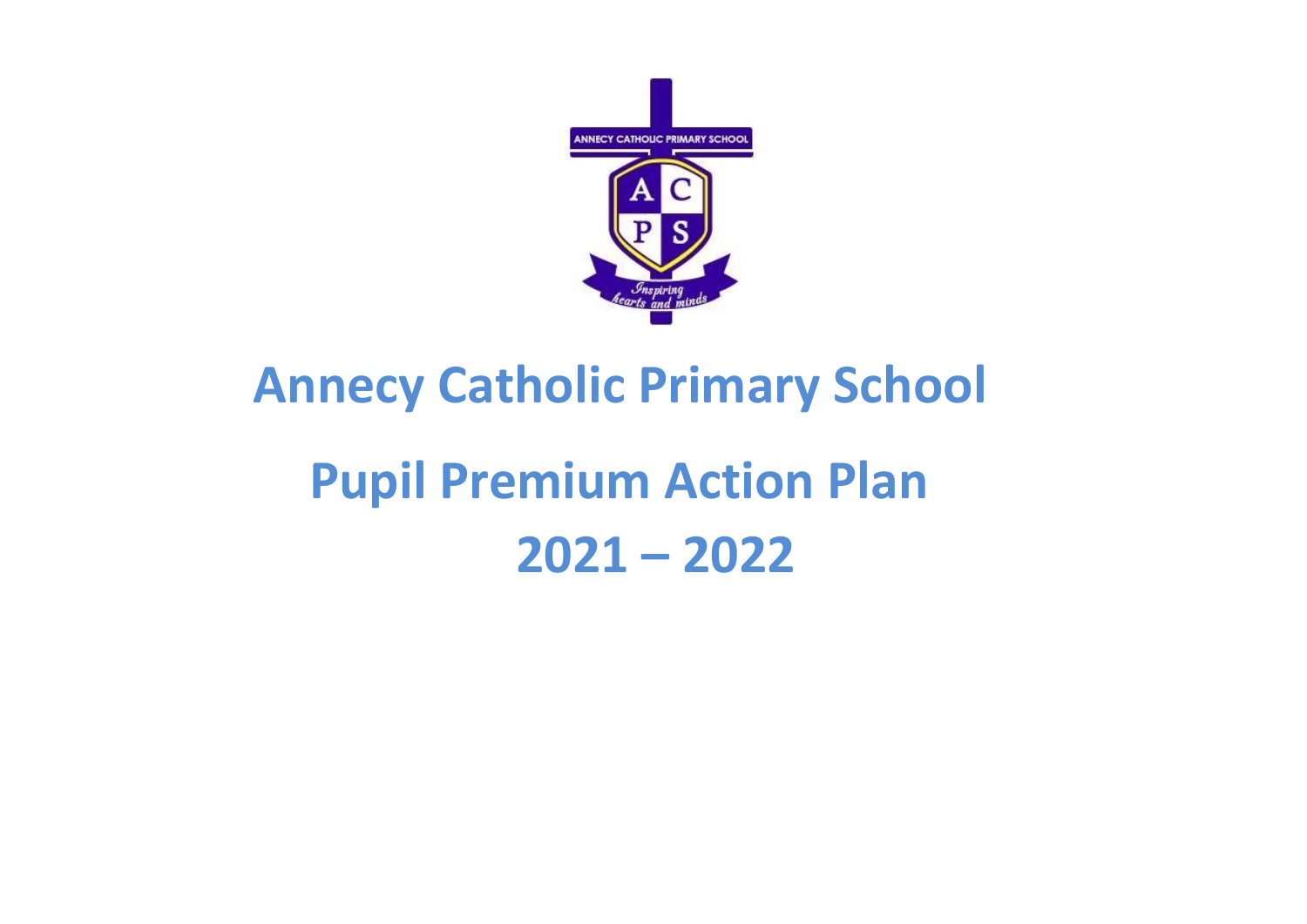# Annecy Catholic Primary School

# Pupil Premium Action Plan

# 2021 – 2022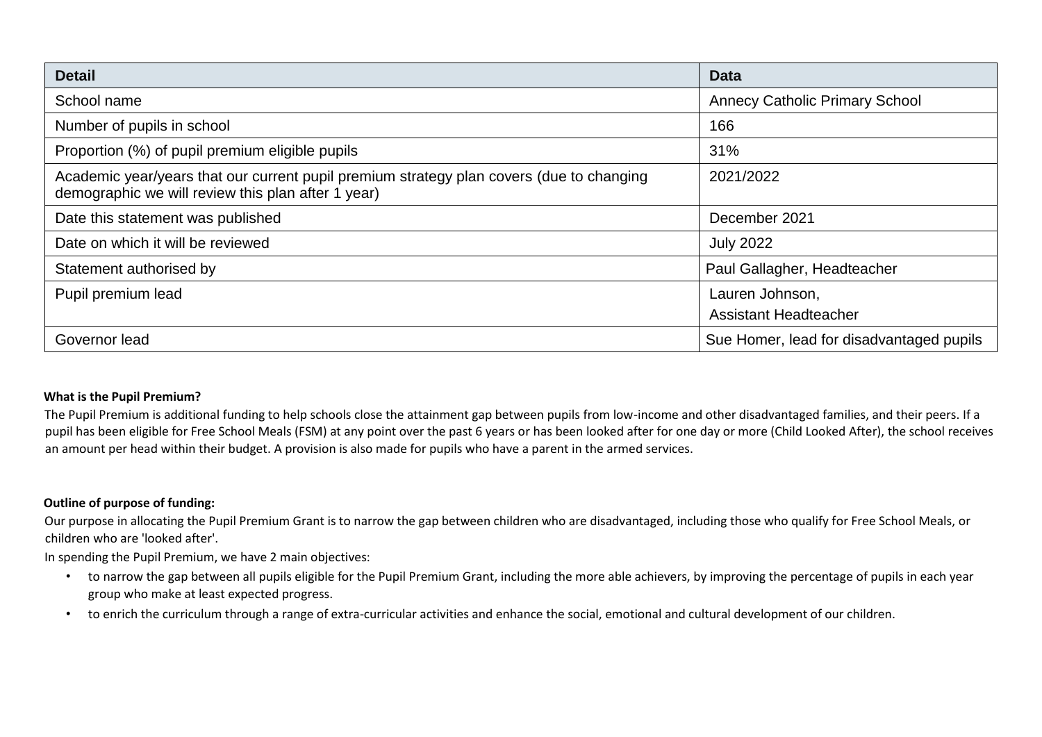| Detail | Data |
| --- | --- |
| School name | Annecy Catholic Primary School |
| Number of pupils in school | 166 |
| Proportion (%) of pupil premium eligible pupils | 31% |
| Academic year/years that our current pupil premium strategy plan covers (due to changing demographic we will review this plan after 1 year) | 2021/2022 |
| Date this statement was published | December 2021 |
| Date on which it will be reviewed | July 2022 |
| Statement authorised by | Paul Gallagher, Headteacher |
| Pupil premium lead | Lauren Johnson,<br>Assistant Headteacher |
| Governor lead | Sue Homer, lead for disadvantaged pupils |

**What is the Pupil Premium?**

The Pupil Premium is additional funding to help schools close the attainment gap between pupils from low-income and other disadvantaged families, and their peers. If a pupil has been eligible for Free School Meals (FSM) at any point over the past 6 years or has been looked after for one day or more (Child Looked After), the school receives an amount per head within their budget. A provision is also made for pupils who have a parent in the armed services.

**Outline of purpose of funding:**

Our purpose in allocating the Pupil Premium Grant is to narrow the gap between children who are disadvantaged, including those who qualify for Free School Meals, or children who are 'looked after'.

In spending the Pupil Premium, we have 2 main objectives:

- to narrow the gap between all pupils eligible for the Pupil Premium Grant, including the more able achievers, by improving the percentage of pupils in each year group who make at least expected progress.
- to enrich the curriculum through a range of extra-curricular activities and enhance the social, emotional and cultural development of our children.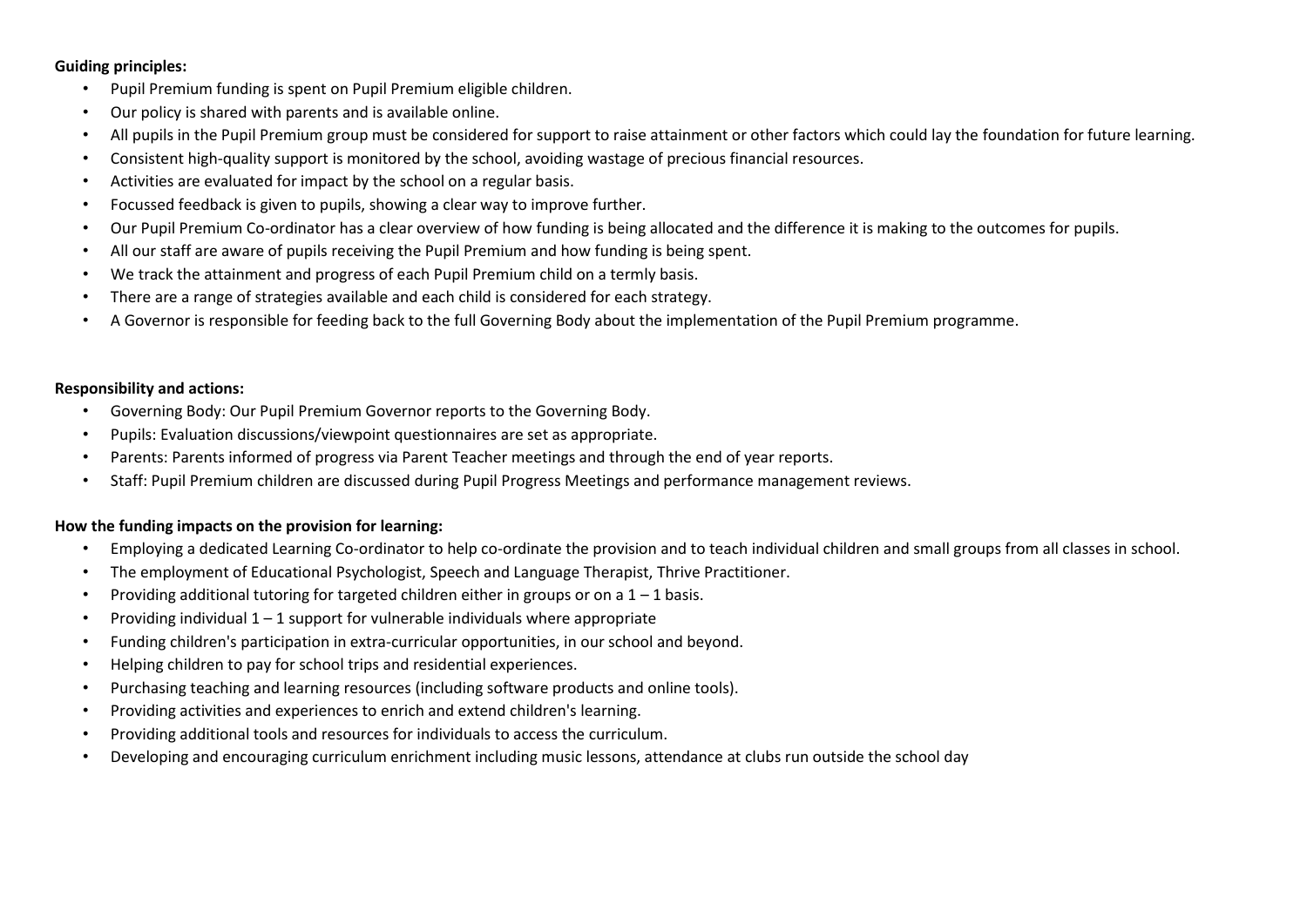**Guiding principles:**

- Pupil Premium funding is spent on Pupil Premium eligible children.
- Our policy is shared with parents and is available online.
- All pupils in the Pupil Premium group must be considered for support to raise attainment or other factors which could lay the foundation for future learning.
- Consistent high-quality support is monitored by the school, avoiding wastage of precious financial resources.
- Activities are evaluated for impact by the school on a regular basis.
- Focussed feedback is given to pupils, showing a clear way to improve further.
- Our Pupil Premium Co-ordinator has a clear overview of how funding is being allocated and the difference it is making to the outcomes for pupils.
- All our staff are aware of pupils receiving the Pupil Premium and how funding is being spent.
- We track the attainment and progress of each Pupil Premium child on a termly basis.
- There are a range of strategies available and each child is considered for each strategy.
- A Governor is responsible for feeding back to the full Governing Body about the implementation of the Pupil Premium programme.

**Responsibility and actions:**

- Governing Body: Our Pupil Premium Governor reports to the Governing Body.
- Pupils: Evaluation discussions/viewpoint questionnaires are set as appropriate.
- Parents: Parents informed of progress via Parent Teacher meetings and through the end of year reports.
- Staff: Pupil Premium children are discussed during Pupil Progress Meetings and performance management reviews.

**How the funding impacts on the provision for learning:**

- Employing a dedicated Learning Co-ordinator to help co-ordinate the provision and to teach individual children and small groups from all classes in school.
- The employment of Educational Psychologist, Speech and Language Therapist, Thrive Practitioner.
- Providing additional tutoring for targeted children either in groups or on a 1 – 1 basis.
- Providing individual 1 – 1 support for vulnerable individuals where appropriate
- Funding children's participation in extra-curricular opportunities, in our school and beyond.
- Helping children to pay for school trips and residential experiences.
- Purchasing teaching and learning resources (including software products and online tools).
- Providing activities and experiences to enrich and extend children's learning.
- Providing additional tools and resources for individuals to access the curriculum.
- Developing and encouraging curriculum enrichment including music lessons, attendance at clubs run outside the school day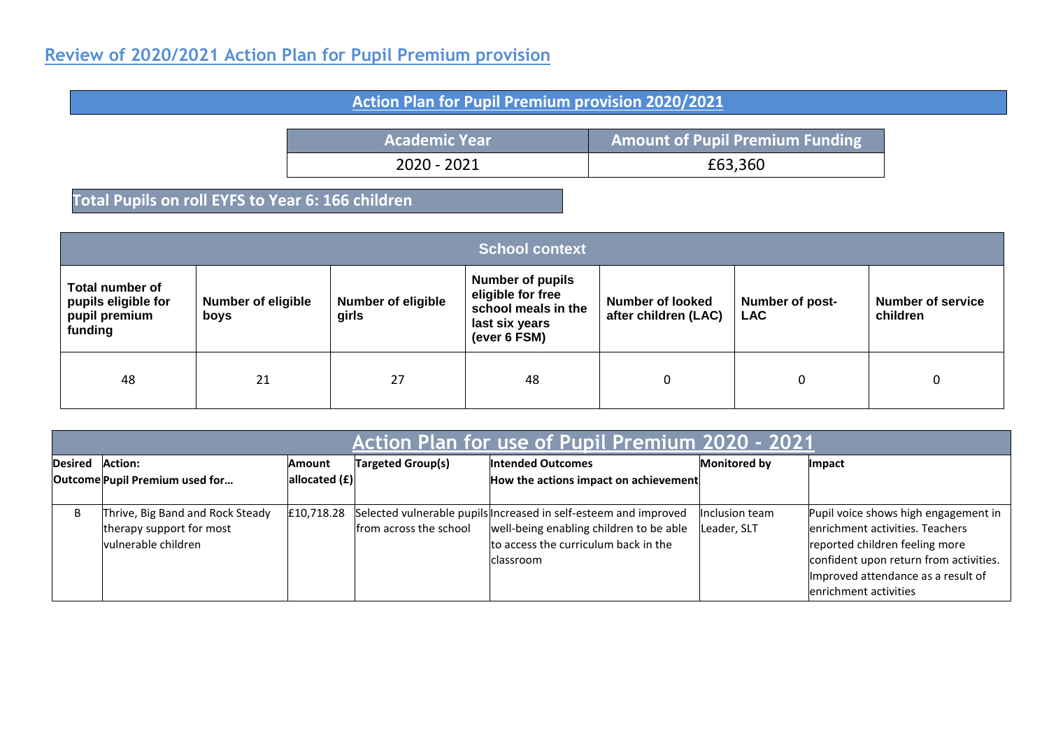## Review of 2020/2021 Action Plan for Pupil Premium provision

### Action Plan for Pupil Premium provision 2020/2021

| Academic Year | Amount of Pupil Premium Funding |
|---|---|
| 2020 - 2021 | £63,360 |

**Total Pupils on roll EYFS to Year 6: 166 children**

| School context | | | | | | |
|---|---|---|---|---|---|---|
| **Total number of pupils eligible for pupil premium funding** | **Number of eligible boys** | **Number of eligible girls** | **Number of pupils eligible for free school meals in the last six years (ever 6 FSM)** | **Number of looked after children (LAC)** | **Number of post-LAC** | **Number of service children** |
| 48 | 21 | 27 | 48 | 0 | 0 | 0 |

### Action Plan for use of Pupil Premium 2020 - 2021

| Desired Outcome | Action: Pupil Premium used for… | Amount allocated (£) | Targeted Group(s) | Intended Outcomes How the actions impact on achievement | Monitored by | Impact |
|---|---|---|---|---|---|---|
| B | Thrive, Big Band and Rock Steady therapy support for most vulnerable children | £10,718.28 | Selected vulnerable pupils from across the school | Increased in self-esteem and improved well-being enabling children to be able to access the curriculum back in the classroom | Inclusion team Leader, SLT | Pupil voice shows high engagement in enrichment activities. Teachers reported children feeling more confident upon return from activities. Improved attendance as a result of enrichment activities |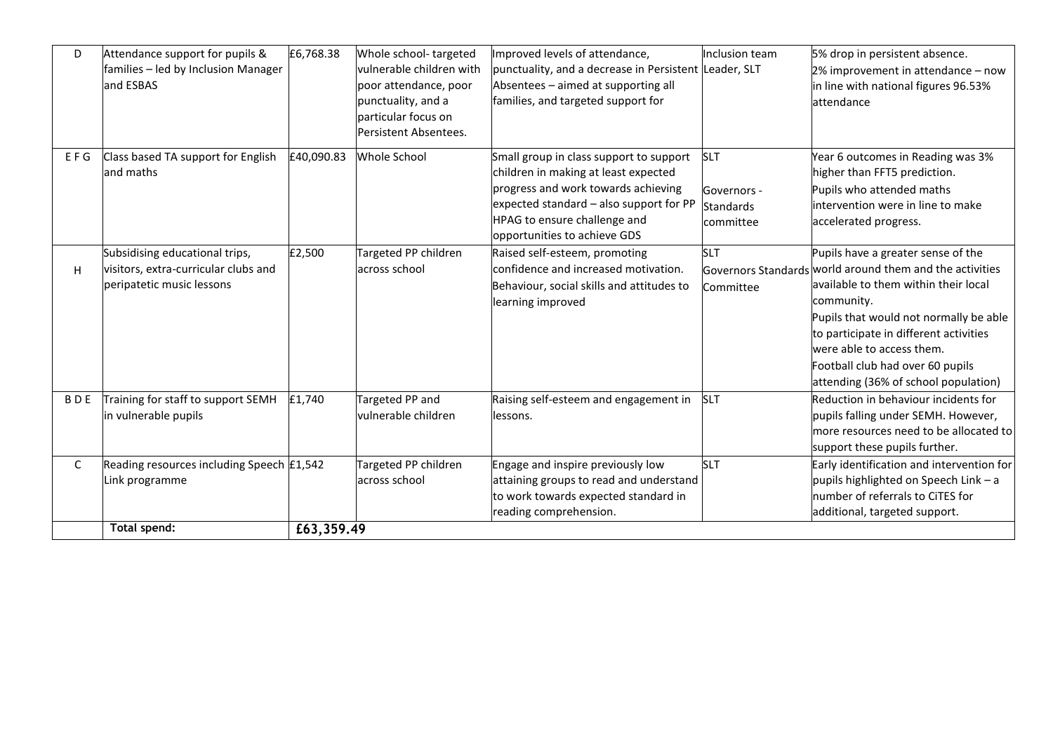| D | Attendance support for pupils & families – led by Inclusion Manager and ESBAS | £6,768.38 | Whole school- targeted vulnerable children with poor attendance, poor punctuality, and a particular focus on Persistent Absentees. | Improved levels of attendance, punctuality, and a decrease in Persistent Absentees – aimed at supporting all families, and targeted support for | Inclusion team Leader, SLT | 5% drop in persistent absence.<br>2% improvement in attendance – now in line with national figures 96.53% attendance |
|---|---|---|---|---|---|---|
| E F G | Class based TA support for English and maths | £40,090.83 | Whole School | Small group in class support to support children in making at least expected progress and work towards achieving expected standard – also support for PP HPAG to ensure challenge and opportunities to achieve GDS | SLT<br><br>Governors - Standards committee | Year 6 outcomes in Reading was 3% higher than FFT5 prediction.<br>Pupils who attended maths intervention were in line to make accelerated progress. |
| H | Subsidising educational trips, visitors, extra-curricular clubs and peripatetic music lessons | £2,500 | Targeted PP children across school | Raised self-esteem, promoting confidence and increased motivation. Behaviour, social skills and attitudes to learning improved | SLT<br>Governors Standards Committee | Pupils have a greater sense of the world around them and the activities available to them within their local community.<br>Pupils that would not normally be able to participate in different activities were able to access them.<br>Football club had over 60 pupils attending (36% of school population) |
| B D E | Training for staff to support SEMH in vulnerable pupils | £1,740 | Targeted PP and vulnerable children | Raising self-esteem and engagement in lessons. | SLT | Reduction in behaviour incidents for pupils falling under SEMH. However, more resources need to be allocated to support these pupils further. |
| C | Reading resources including Speech Link programme | £1,542 | Targeted PP children across school | Engage and inspire previously low attaining groups to read and understand to work towards expected standard in reading comprehension. | SLT | Early identification and intervention for pupils highlighted on Speech Link – a number of referrals to CiTES for additional, targeted support. |
| | **Total spend:** | **£63,359.49** | | | | |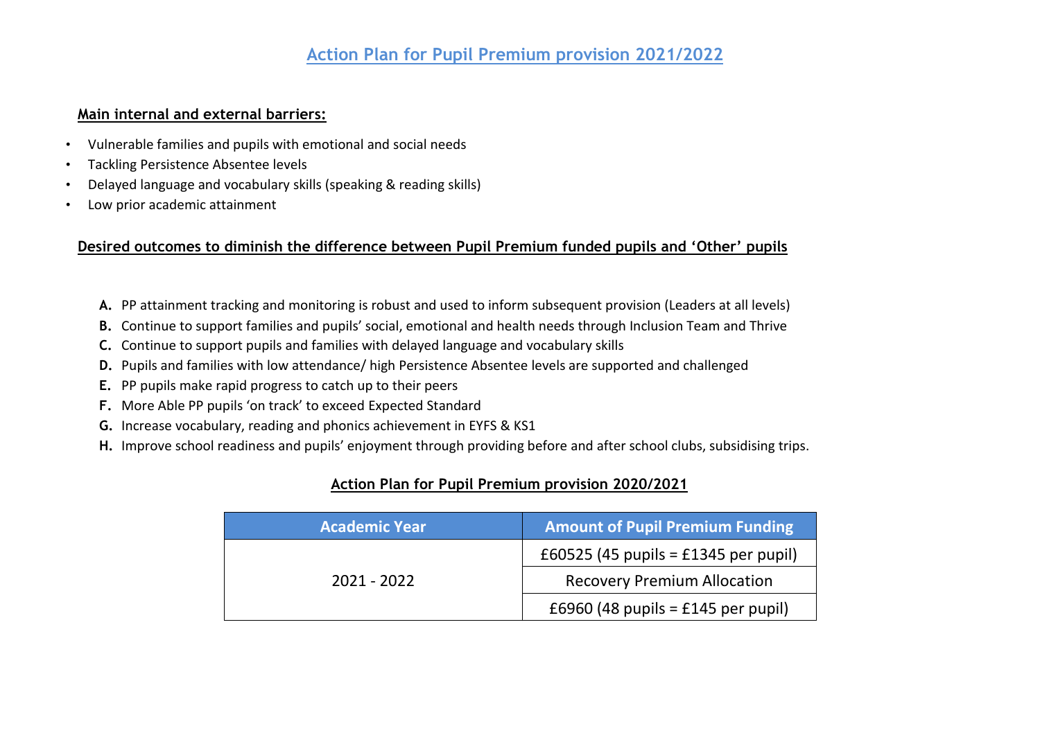# Action Plan for Pupil Premium provision 2021/2022

## Main internal and external barriers:

- Vulnerable families and pupils with emotional and social needs
- Tackling Persistence Absentee levels
- Delayed language and vocabulary skills (speaking & reading skills)
- Low prior academic attainment

## Desired outcomes to diminish the difference between Pupil Premium funded pupils and 'Other' pupils

**A.** PP attainment tracking and monitoring is robust and used to inform subsequent provision (Leaders at all levels)
**B.** Continue to support families and pupils' social, emotional and health needs through Inclusion Team and Thrive
**C.** Continue to support pupils and families with delayed language and vocabulary skills
**D.** Pupils and families with low attendance/ high Persistence Absentee levels are supported and challenged
**E.** PP pupils make rapid progress to catch up to their peers
**F.** More Able PP pupils 'on track' to exceed Expected Standard
**G.** Increase vocabulary, reading and phonics achievement in EYFS & KS1
**H.** Improve school readiness and pupils' enjoyment through providing before and after school clubs, subsidising trips.

## Action Plan for Pupil Premium provision 2020/2021

| Academic Year | Amount of Pupil Premium Funding |
|---|---|
| 2021 - 2022 | £60525 (45 pupils = £1345 per pupil) |
| | Recovery Premium Allocation |
| | £6960 (48 pupils = £145 per pupil) |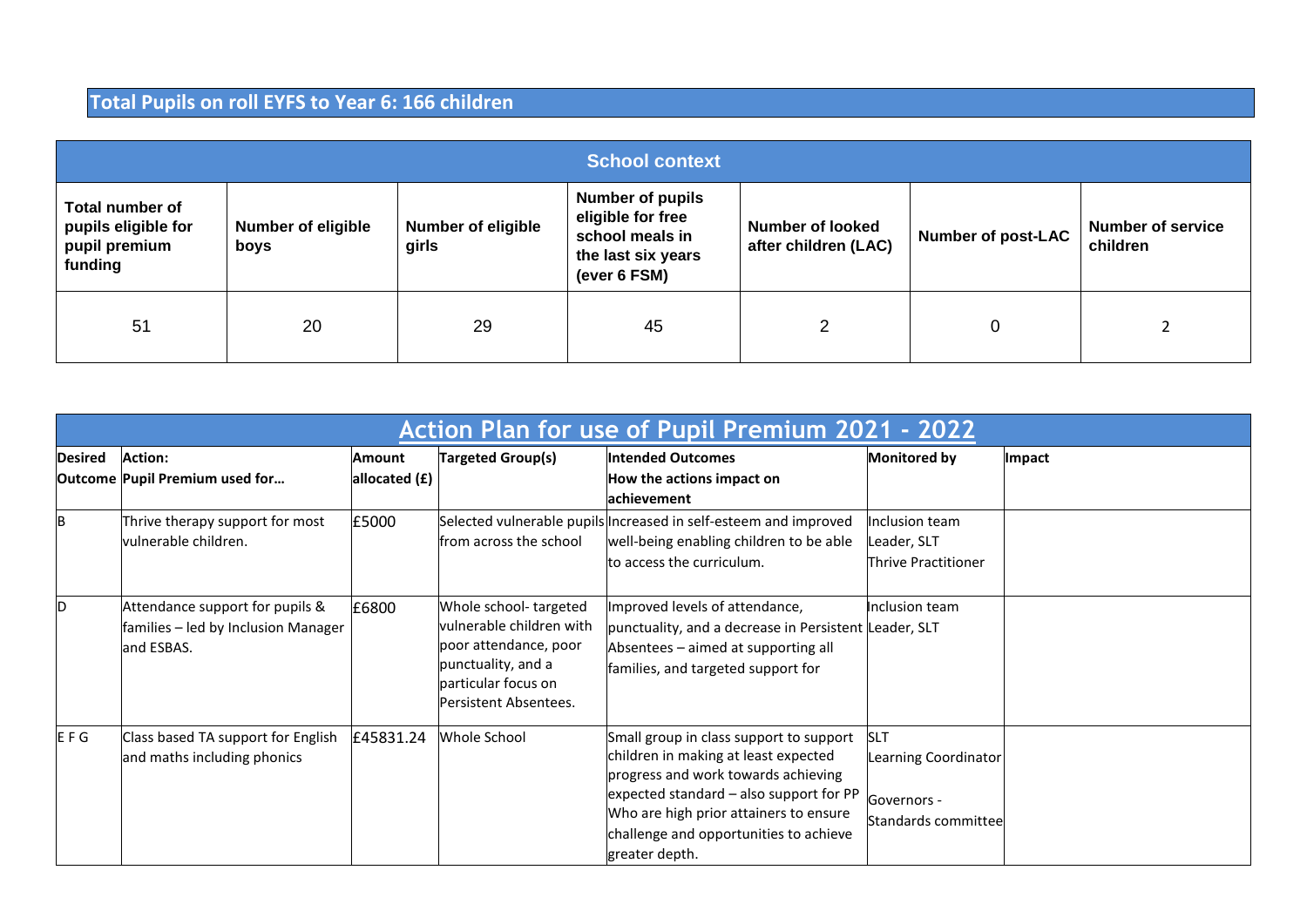## Total Pupils on roll EYFS to Year 6: 166 children

| School context | | | | | | |
|---|---|---|---|---|---|---|
| **Total number of pupils eligible for pupil premium funding** | **Number of eligible boys** | **Number of eligible girls** | **Number of pupils eligible for free school meals in the last six years (ever 6 FSM)** | **Number of looked after children (LAC)** | **Number of post-LAC** | **Number of service children** |
| 51 | 20 | 29 | 45 | 2 | 0 | 2 |

## Action Plan for use of Pupil Premium 2021 - 2022

| **Desired Outcome** | **Action: Pupil Premium used for…** | **Amount allocated (£)** | **Targeted Group(s)** | **Intended Outcomes How the actions impact on achievement** | **Monitored by** | **Impact** |
|---|---|---|---|---|---|---|
| B | Thrive therapy support for most vulnerable children. | £5000 | Selected vulnerable pupils from across the school | Increased in self-esteem and improved well-being enabling children to be able to access the curriculum. | Inclusion team Leader, SLT Thrive Practitioner | |
| D | Attendance support for pupils & families – led by Inclusion Manager and ESBAS. | £6800 | Whole school- targeted vulnerable children with poor attendance, poor punctuality, and a particular focus on Persistent Absentees. | Improved levels of attendance, punctuality, and a decrease in Persistent Absentees – aimed at supporting all families, and targeted support for | Inclusion team Leader, SLT | |
| E F G | Class based TA support for English and maths including phonics | £45831.24 | Whole School | Small group in class support to support children in making at least expected progress and work towards achieving expected standard – also support for PP Who are high prior attainers to ensure challenge and opportunities to achieve greater depth. | SLT Learning Coordinator Governors - Standards committee | |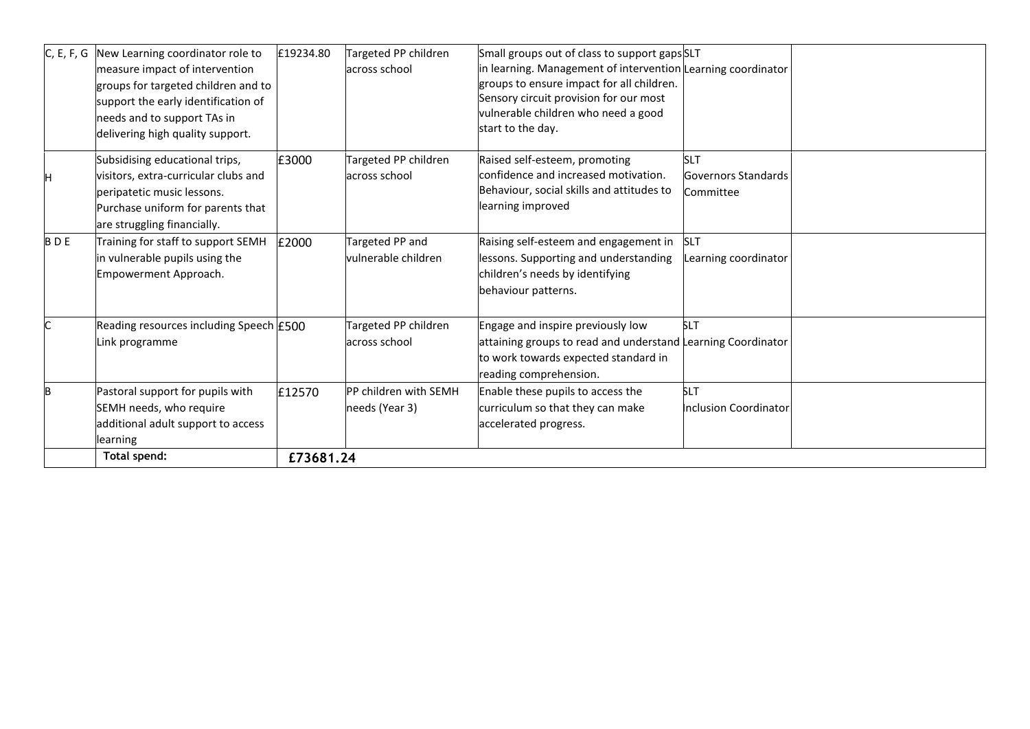| | | | | | | |
|---|---|---|---|---|---|---|
| C, E, F, G | New Learning coordinator role to measure impact of intervention groups for targeted children and to support the early identification of needs and to support TAs in delivering high quality support. | £19234.80 | Targeted PP children across school | Small groups out of class to support gaps in learning. Management of intervention groups to ensure impact for all children. Sensory circuit provision for our most vulnerable children who need a good start to the day. | SLT<br>Learning coordinator | |
| H | Subsidising educational trips, visitors, extra-curricular clubs and peripatetic music lessons.<br>Purchase uniform for parents that are struggling financially. | £3000 | Targeted PP children across school | Raised self-esteem, promoting confidence and increased motivation. Behaviour, social skills and attitudes to learning improved | SLT<br>Governors Standards Committee | |
| B D E | Training for staff to support SEMH in vulnerable pupils using the Empowerment Approach. | £2000 | Targeted PP and vulnerable children | Raising self-esteem and engagement in lessons. Supporting and understanding children's needs by identifying behaviour patterns. | SLT<br>Learning coordinator | |
| C | Reading resources including Speech Link programme | £500 | Targeted PP children across school | Engage and inspire previously low attaining groups to read and understand to work towards expected standard in reading comprehension. | SLT<br>Learning Coordinator | |
| B | Pastoral support for pupils with SEMH needs, who require additional adult support to access learning | £12570 | PP children with SEMH needs (Year 3) | Enable these pupils to access the curriculum so that they can make accelerated progress. | SLT<br>Inclusion Coordinator | |
| | **Total spend:** | **£73681.24** | | | | |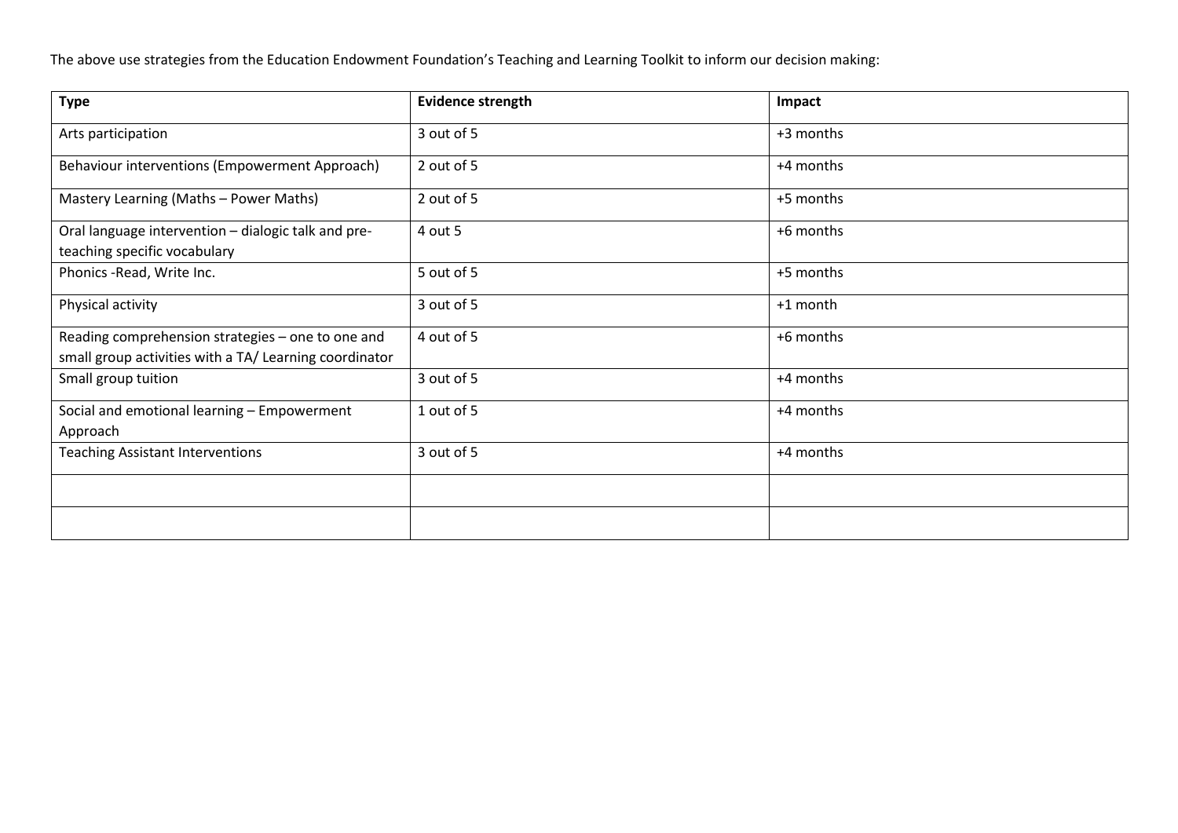The above use strategies from the Education Endowment Foundation's Teaching and Learning Toolkit to inform our decision making:

| Type | Evidence strength | Impact |
|---|---|---|
| Arts participation | 3 out of 5 | +3 months |
| Behaviour interventions (Empowerment Approach) | 2 out of 5 | +4 months |
| Mastery Learning (Maths – Power Maths) | 2 out of 5 | +5 months |
| Oral language intervention – dialogic talk and pre-teaching specific vocabulary | 4 out 5 | +6 months |
| Phonics -Read, Write Inc. | 5 out of 5 | +5 months |
| Physical activity | 3 out of 5 | +1 month |
| Reading comprehension strategies – one to one and small group activities with a TA/ Learning coordinator | 4 out of 5 | +6 months |
| Small group tuition | 3 out of 5 | +4 months |
| Social and emotional learning – Empowerment Approach | 1 out of 5 | +4 months |
| Teaching Assistant Interventions | 3 out of 5 | +4 months |
| | | |
| | | |